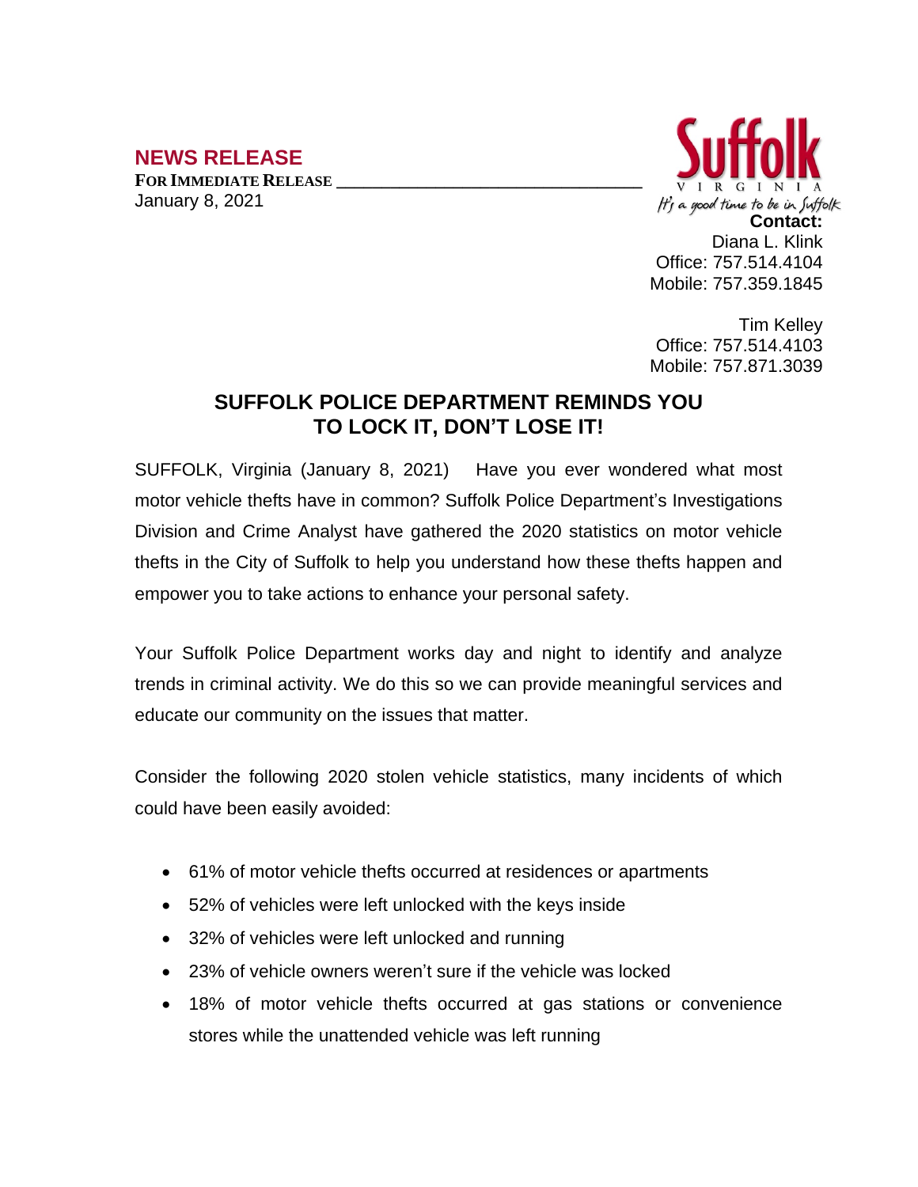## NEWS RELEASE

**FOR IMMEDIATE RELEASE**
January 8, 2021

Suffolk
VIRGINIA
*It's a good time to be in Suffolk*

**Contact:**
Diana L. Klink
Office: 757.514.4104
Mobile: 757.359.1845

Tim Kelley
Office: 757.514.4103
Mobile: 757.871.3039

# SUFFOLK POLICE DEPARTMENT REMINDS YOU TO LOCK IT, DON'T LOSE IT!

SUFFOLK, Virginia (January 8, 2021) Have you ever wondered what most motor vehicle thefts have in common? Suffolk Police Department's Investigations Division and Crime Analyst have gathered the 2020 statistics on motor vehicle thefts in the City of Suffolk to help you understand how these thefts happen and empower you to take actions to enhance your personal safety.

Your Suffolk Police Department works day and night to identify and analyze trends in criminal activity. We do this so we can provide meaningful services and educate our community on the issues that matter.

Consider the following 2020 stolen vehicle statistics, many incidents of which could have been easily avoided:

- 61% of motor vehicle thefts occurred at residences or apartments
- 52% of vehicles were left unlocked with the keys inside
- 32% of vehicles were left unlocked and running
- 23% of vehicle owners weren't sure if the vehicle was locked
- 18% of motor vehicle thefts occurred at gas stations or convenience stores while the unattended vehicle was left running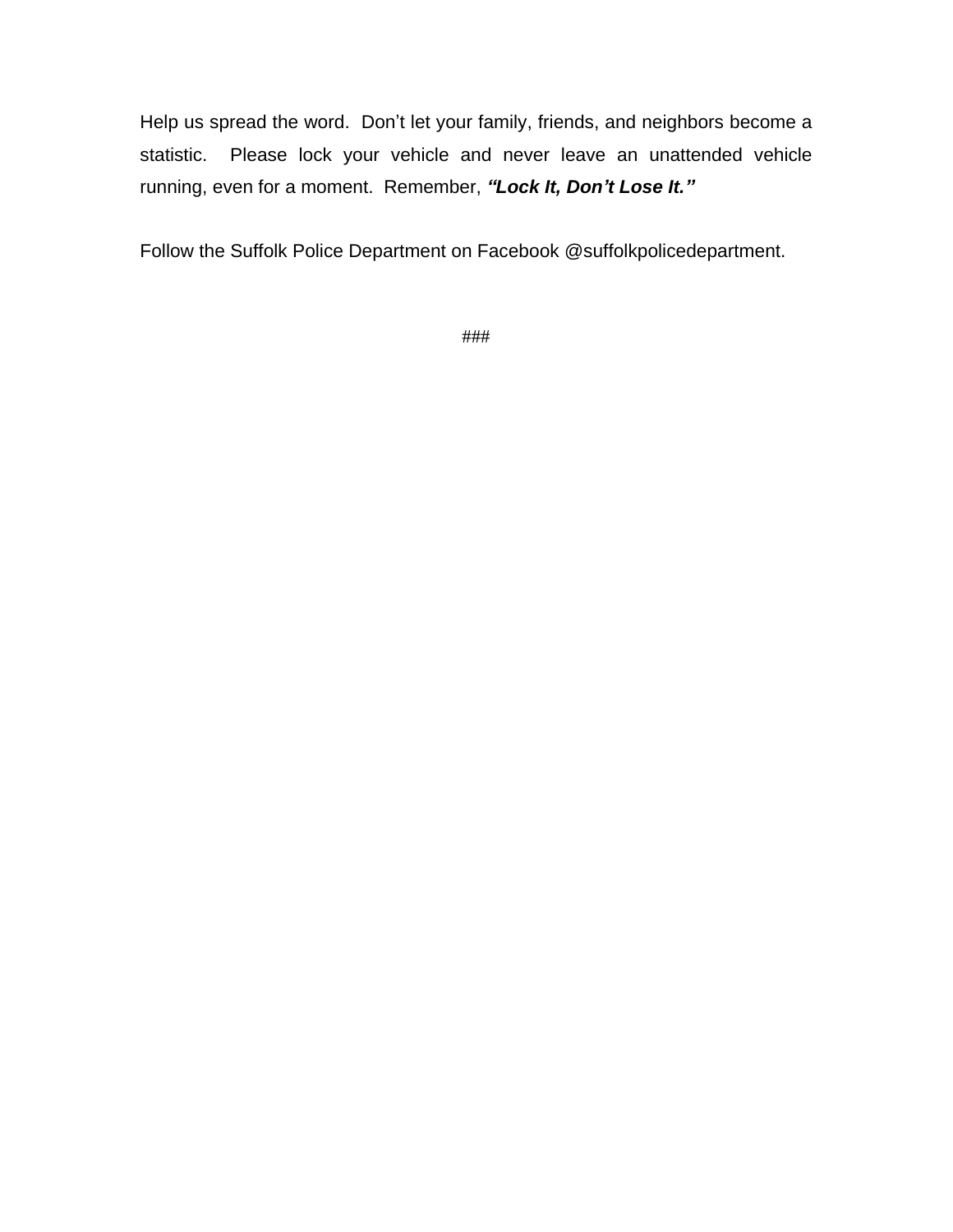Help us spread the word. Don't let your family, friends, and neighbors become a statistic. Please lock your vehicle and never leave an unattended vehicle running, even for a moment. Remember, ***"Lock It, Don't Lose It."***

Follow the Suffolk Police Department on Facebook @suffolkpolicedepartment.

###